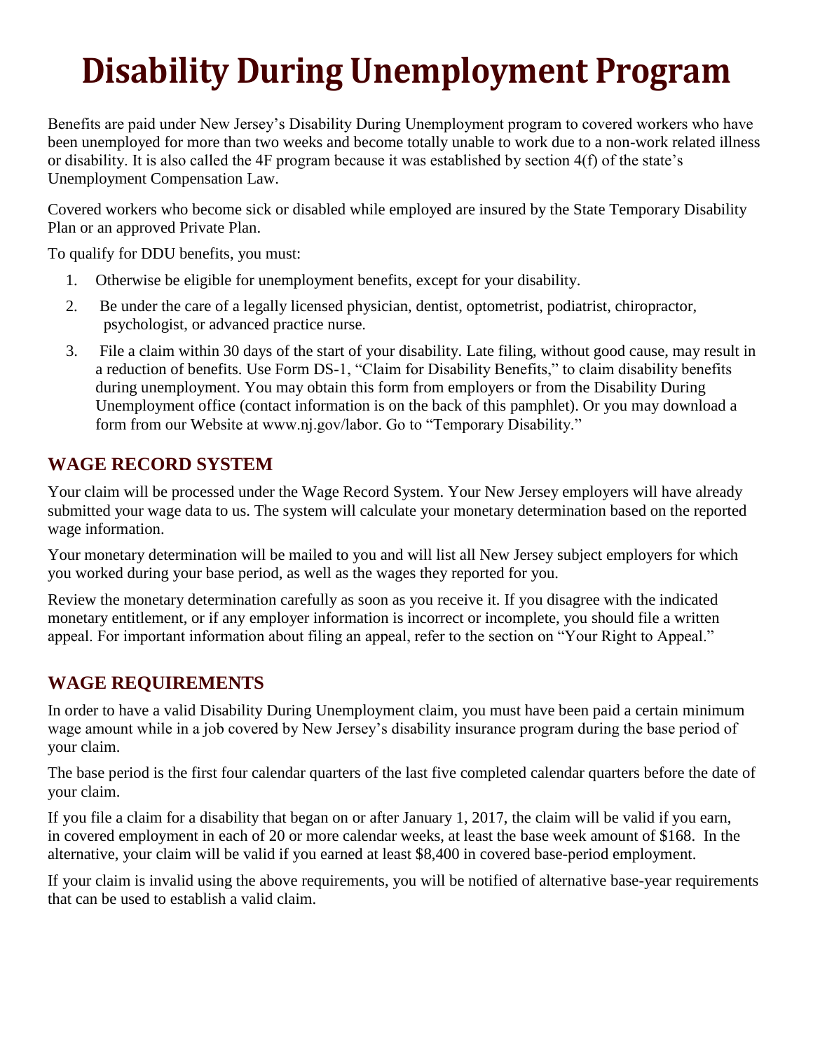# Disability During Unemployment Program

Benefits are paid under New Jersey's Disability During Unemployment program to covered workers who have been unemployed for more than two weeks and become totally unable to work due to a non-work related illness or disability. It is also called the 4F program because it was established by section 4(f) of the state's Unemployment Compensation Law.

Covered workers who become sick or disabled while employed are insured by the State Temporary Disability Plan or an approved Private Plan.

To qualify for DDU benefits, you must:

1. Otherwise be eligible for unemployment benefits, except for your disability.
2. Be under the care of a legally licensed physician, dentist, optometrist, podiatrist, chiropractor, psychologist, or advanced practice nurse.
3. File a claim within 30 days of the start of your disability. Late filing, without good cause, may result in a reduction of benefits. Use Form DS-1, "Claim for Disability Benefits," to claim disability benefits during unemployment. You may obtain this form from employers or from the Disability During Unemployment office (contact information is on the back of this pamphlet). Or you may download a form from our Website at www.nj.gov/labor. Go to "Temporary Disability."

## WAGE RECORD SYSTEM

Your claim will be processed under the Wage Record System. Your New Jersey employers will have already submitted your wage data to us. The system will calculate your monetary determination based on the reported wage information.

Your monetary determination will be mailed to you and will list all New Jersey subject employers for which you worked during your base period, as well as the wages they reported for you.

Review the monetary determination carefully as soon as you receive it. If you disagree with the indicated monetary entitlement, or if any employer information is incorrect or incomplete, you should file a written appeal. For important information about filing an appeal, refer to the section on "Your Right to Appeal."

## WAGE REQUIREMENTS

In order to have a valid Disability During Unemployment claim, you must have been paid a certain minimum wage amount while in a job covered by New Jersey's disability insurance program during the base period of your claim.

The base period is the first four calendar quarters of the last five completed calendar quarters before the date of your claim.

If you file a claim for a disability that began on or after January 1, 2017, the claim will be valid if you earn, in covered employment in each of 20 or more calendar weeks, at least the base week amount of $168. In the alternative, your claim will be valid if you earned at least $8,400 in covered base-period employment.

If your claim is invalid using the above requirements, you will be notified of alternative base-year requirements that can be used to establish a valid claim.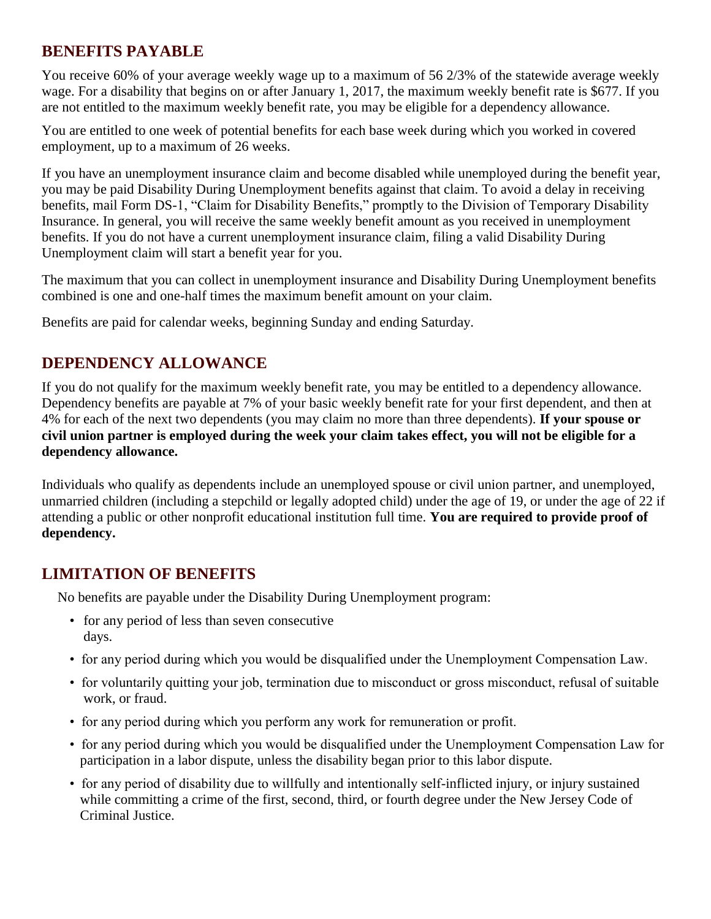## BENEFITS PAYABLE

You receive 60% of your average weekly wage up to a maximum of 56 2/3% of the statewide average weekly wage. For a disability that begins on or after January 1, 2017, the maximum weekly benefit rate is $677. If you are not entitled to the maximum weekly benefit rate, you may be eligible for a dependency allowance.

You are entitled to one week of potential benefits for each base week during which you worked in covered employment, up to a maximum of 26 weeks.

If you have an unemployment insurance claim and become disabled while unemployed during the benefit year, you may be paid Disability During Unemployment benefits against that claim. To avoid a delay in receiving benefits, mail Form DS-1, "Claim for Disability Benefits," promptly to the Division of Temporary Disability Insurance. In general, you will receive the same weekly benefit amount as you received in unemployment benefits. If you do not have a current unemployment insurance claim, filing a valid Disability During Unemployment claim will start a benefit year for you.

The maximum that you can collect in unemployment insurance and Disability During Unemployment benefits combined is one and one-half times the maximum benefit amount on your claim.

Benefits are paid for calendar weeks, beginning Sunday and ending Saturday.

## DEPENDENCY ALLOWANCE

If you do not qualify for the maximum weekly benefit rate, you may be entitled to a dependency allowance. Dependency benefits are payable at 7% of your basic weekly benefit rate for your first dependent, and then at 4% for each of the next two dependents (you may claim no more than three dependents). **If your spouse or civil union partner is employed during the week your claim takes effect, you will not be eligible for a dependency allowance.**

Individuals who qualify as dependents include an unemployed spouse or civil union partner, and unemployed, unmarried children (including a stepchild or legally adopted child) under the age of 19, or under the age of 22 if attending a public or other nonprofit educational institution full time. **You are required to provide proof of dependency.**

## LIMITATION OF BENEFITS

No benefits are payable under the Disability During Unemployment program:

- for any period of less than seven consecutive days.
- for any period during which you would be disqualified under the Unemployment Compensation Law.
- for voluntarily quitting your job, termination due to misconduct or gross misconduct, refusal of suitable work, or fraud.
- for any period during which you perform any work for remuneration or profit.
- for any period during which you would be disqualified under the Unemployment Compensation Law for participation in a labor dispute, unless the disability began prior to this labor dispute.
- for any period of disability due to willfully and intentionally self-inflicted injury, or injury sustained while committing a crime of the first, second, third, or fourth degree under the New Jersey Code of Criminal Justice.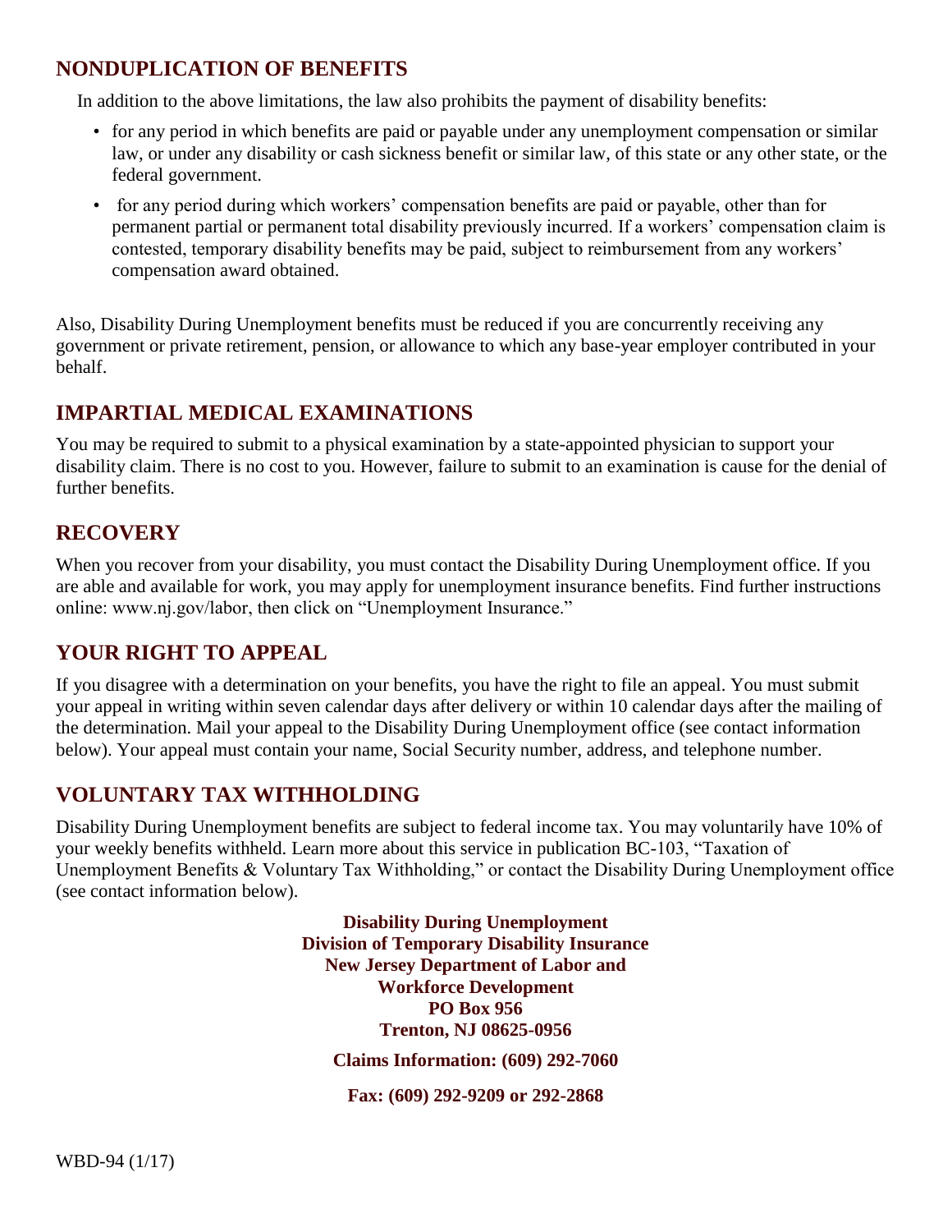## NONDUPLICATION OF BENEFITS

In addition to the above limitations, the law also prohibits the payment of disability benefits:

- for any period in which benefits are paid or payable under any unemployment compensation or similar law, or under any disability or cash sickness benefit or similar law, of this state or any other state, or the federal government.
- for any period during which workers' compensation benefits are paid or payable, other than for permanent partial or permanent total disability previously incurred. If a workers' compensation claim is contested, temporary disability benefits may be paid, subject to reimbursement from any workers' compensation award obtained.

Also, Disability During Unemployment benefits must be reduced if you are concurrently receiving any government or private retirement, pension, or allowance to which any base-year employer contributed in your behalf.

## IMPARTIAL MEDICAL EXAMINATIONS

You may be required to submit to a physical examination by a state-appointed physician to support your disability claim. There is no cost to you. However, failure to submit to an examination is cause for the denial of further benefits.

## RECOVERY

When you recover from your disability, you must contact the Disability During Unemployment office. If you are able and available for work, you may apply for unemployment insurance benefits. Find further instructions online: www.nj.gov/labor, then click on "Unemployment Insurance."

## YOUR RIGHT TO APPEAL

If you disagree with a determination on your benefits, you have the right to file an appeal. You must submit your appeal in writing within seven calendar days after delivery or within 10 calendar days after the mailing of the determination. Mail your appeal to the Disability During Unemployment office (see contact information below). Your appeal must contain your name, Social Security number, address, and telephone number.

## VOLUNTARY TAX WITHHOLDING

Disability During Unemployment benefits are subject to federal income tax. You may voluntarily have 10% of your weekly benefits withheld. Learn more about this service in publication BC-103, "Taxation of Unemployment Benefits & Voluntary Tax Withholding," or contact the Disability During Unemployment office (see contact information below).

**Disability During Unemployment**
**Division of Temporary Disability Insurance**
**New Jersey Department of Labor and Workforce Development**
**PO Box 956**
**Trenton, NJ 08625-0956**

**Claims Information: (609) 292-7060**

**Fax: (609) 292-9209 or 292-2868**

WBD-94 (1/17)